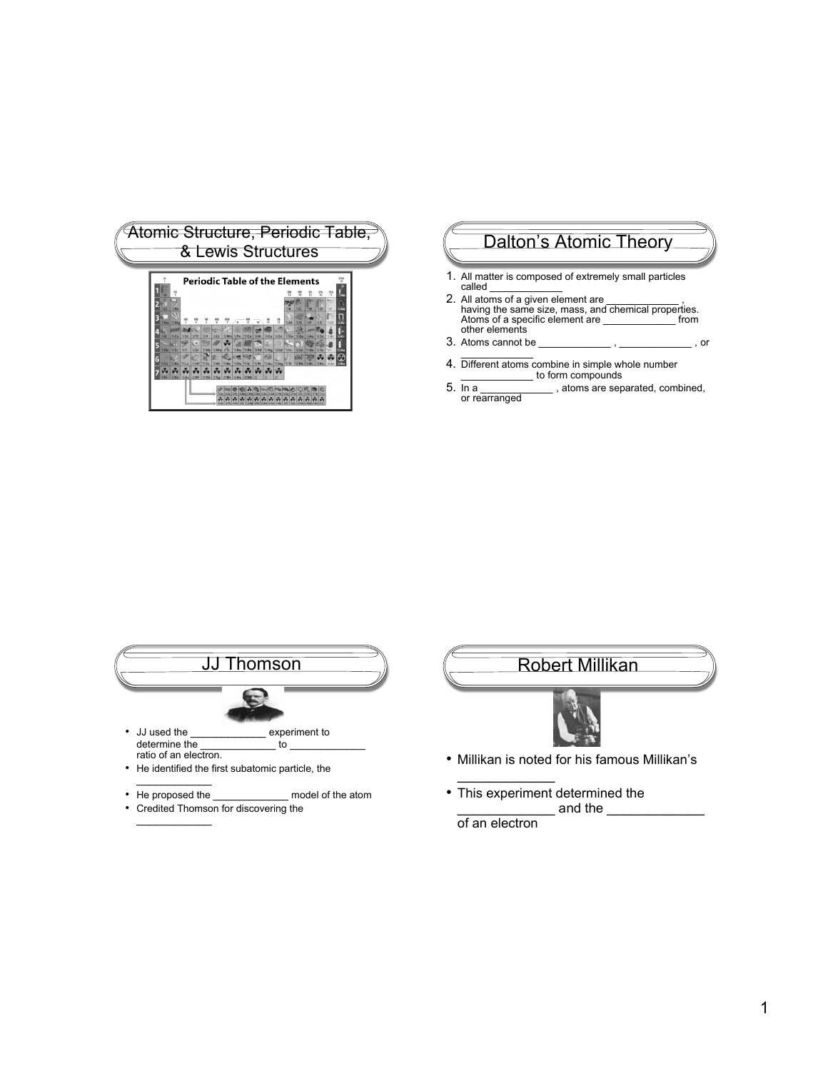## Atomic Structure, Periodic Table, & Lewis Structures

Periodic Table of the Elements

## Dalton's Atomic Theory

1. All matter is composed of extremely small particles called _____________
2. All atoms of a given element are _____________ , having the same size, mass, and chemical properties. Atoms of a specific element are _____________ from other elements
3. Atoms cannot be _____________ , _____________ , or _____________
4. Different atoms combine in simple whole number _____________ to form compounds
5. In a _____________ , atoms are separated, combined, or rearranged

## JJ Thomson

- JJ used the _____________ experiment to determine the _____________ to _____________ ratio of an electron.
- He identified the first subatomic particle, the _____________
- He proposed the _____________ model of the atom
- Credited Thomson for discovering the _____________

## Robert Millikan

- Millikan is noted for his famous Millikan's _____________
- This experiment determined the _____________ and the _____________ of an electron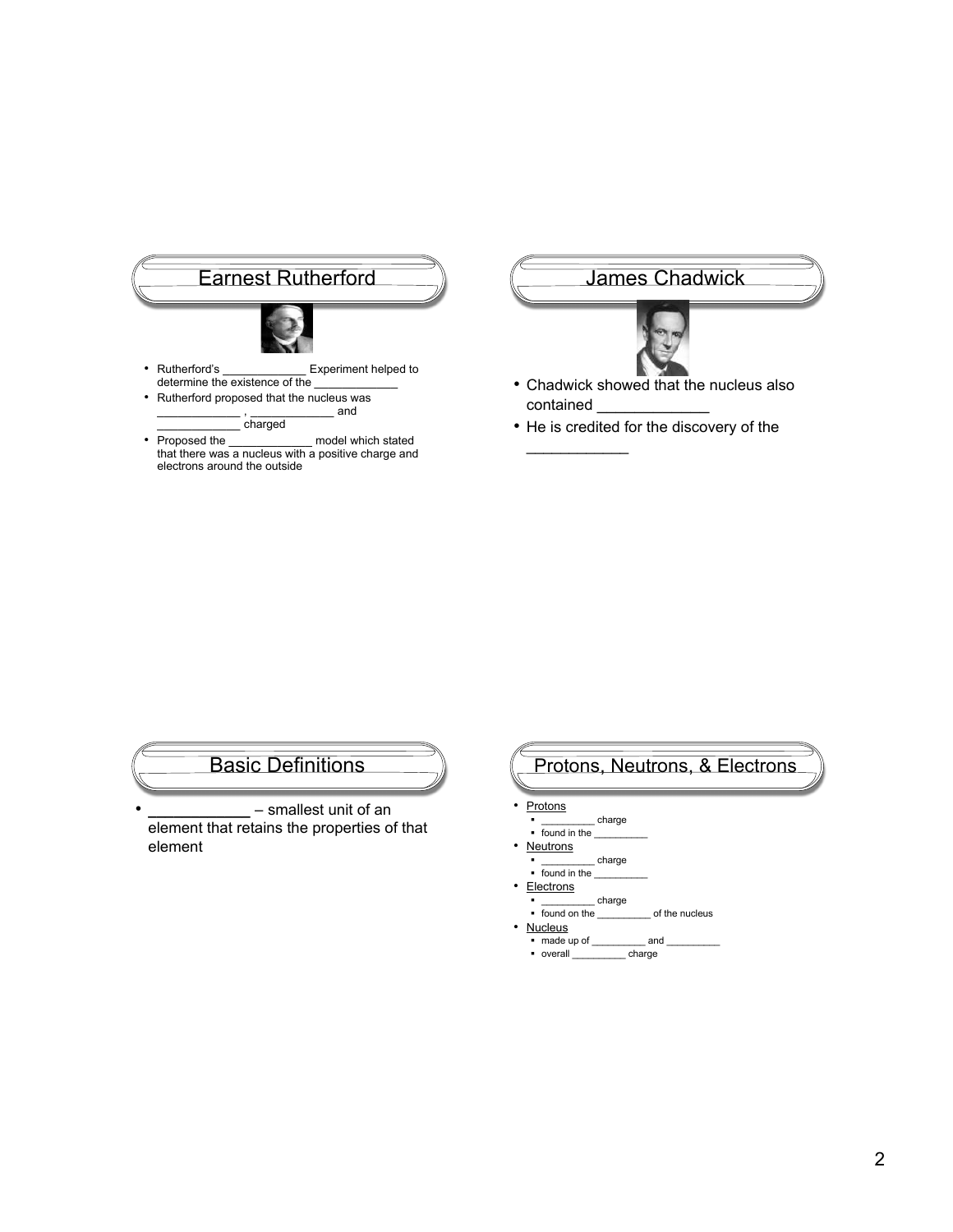## Earnest Rutherford

- Rutherford's ____________ Experiment helped to determine the existence of the ____________
- Rutherford proposed that the nucleus was ____________ , ____________ and ____________ charged
- Proposed the ____________ model which stated that there was a nucleus with a positive charge and electrons around the outside

## James Chadwick

- Chadwick showed that the nucleus also contained ____________
- He is credited for the discovery of the ____________

## Basic Definitions

- ____________ – smallest unit of an element that retains the properties of that element

## Protons, Neutrons, & Electrons

- Protons
  - _________ charge
  - found in the _________
- Neutrons
  - _________ charge
  - found in the _________
- Electrons
  - _________ charge
  - found on the _________ of the nucleus
- Nucleus
  - made up of _________ and _________
  - overall _________ charge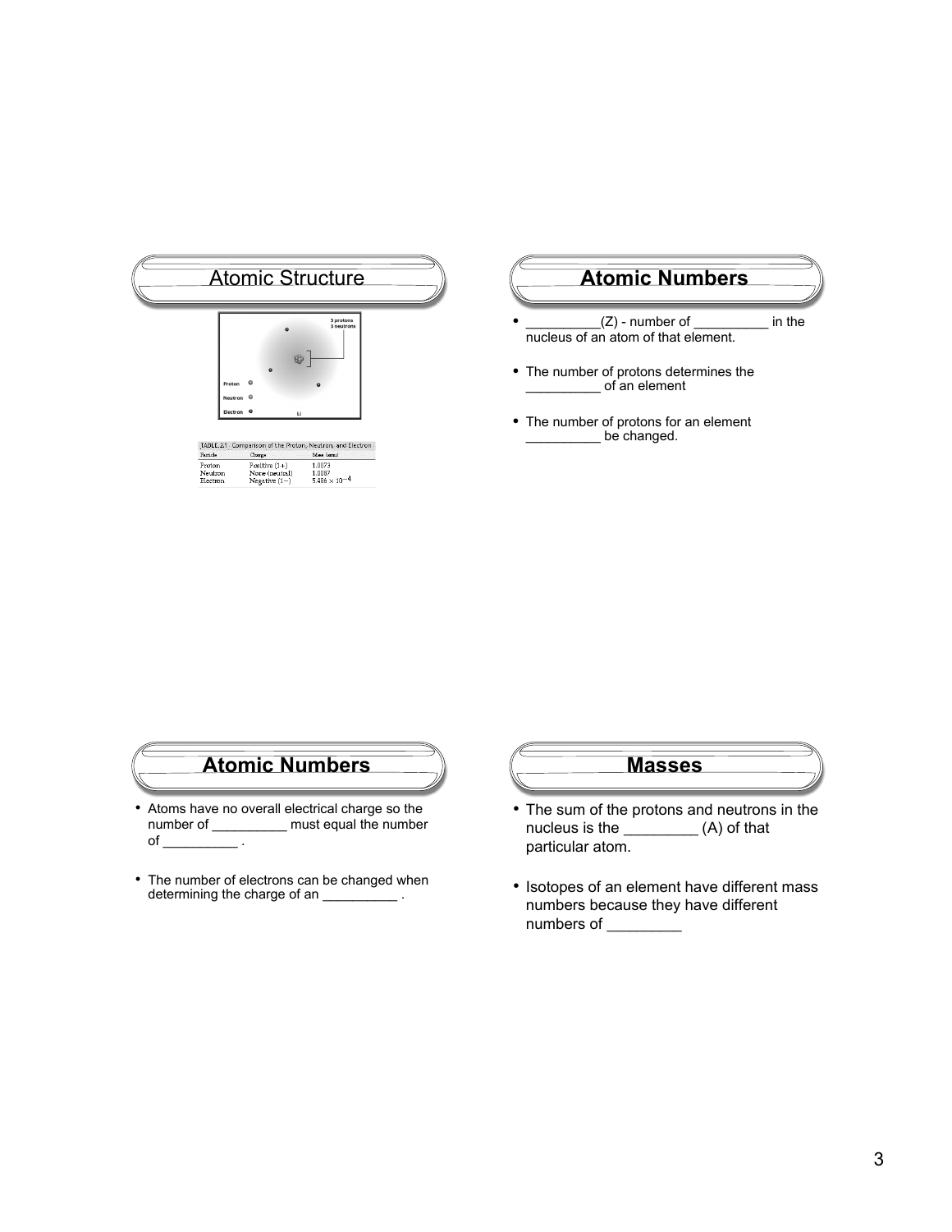## Atomic Structure

| TABLE 2.1 Comparison of the Proton, Neutron, and Electron | | |
|---|---|---|
| Particle | Charge | Mass (amu) |
| Proton | Positive (1+) | 1.0073 |
| Neutron | None (neutral) | 1.0087 |
| Electron | Negative (1−) | $5.486 \times 10^{-4}$ |

## Atomic Numbers

- __________(Z) - number of __________ in the nucleus of an atom of that element.
- The number of protons determines the __________ of an element
- The number of protons for an element __________ be changed.

## Atomic Numbers

- Atoms have no overall electrical charge so the number of __________ must equal the number of __________ .
- The number of electrons can be changed when determining the charge of an __________ .

## Masses

- The sum of the protons and neutrons in the nucleus is the _________ (A) of that particular atom.
- Isotopes of an element have different mass numbers because they have different numbers of _________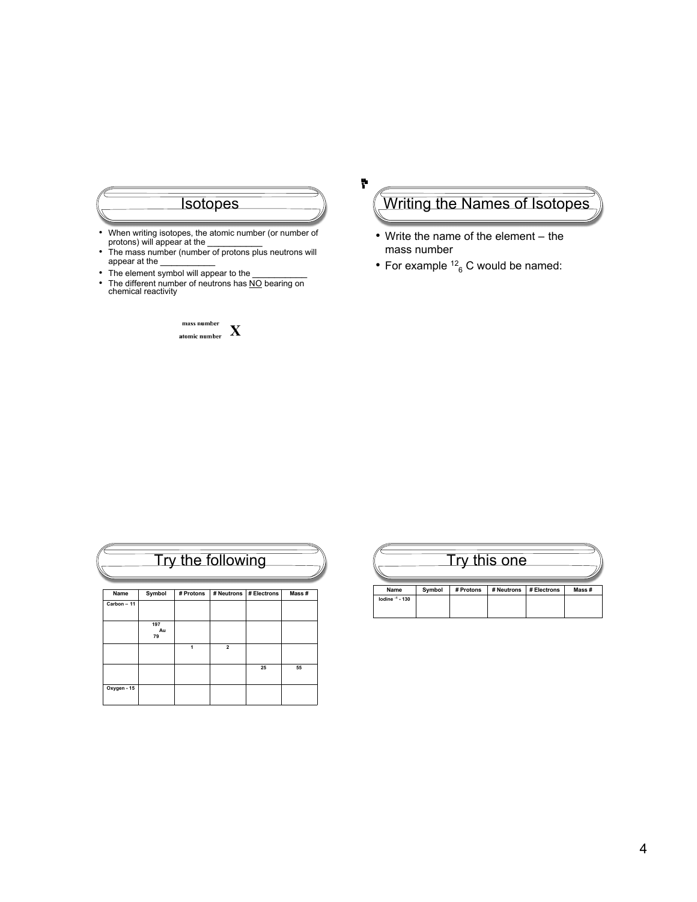## Isotopes

- When writing isotopes, the atomic number (or number of protons) will appear at the \_\_\_\_\_\_\_\_\_\_\_
- The mass number (number of protons plus neutrons will appear at the \_\_\_\_\_\_\_\_\_\_\_
- The element symbol will appear to the \_\_\_\_\_\_\_\_\_\_\_
- The different number of neutrons has NO bearing on chemical reactivity

$$^{\text{mass number}}_{\text{atomic number}}\mathbf{X}$$

## Writing the Names of Isotopes

- Write the name of the element – the mass number
- For example $^{12}_{6}C$ would be named:

## Try the following

| Name | Symbol | # Protons | # Neutrons | # Electrons | Mass # |
|---|---|---|---|---|---|
| Carbon – 11 | | | | | |
| | $^{197}_{79}Au$ | | | | |
| | | 1 | 2 | | |
| | | | | 25 | 55 |
| Oxygen - 15 | | | | | |

## Try this one

| Name | Symbol | # Protons | # Neutrons | # Electrons | Mass # |
|---|---|---|---|---|---|
| Iodine $^{-1}$ - 130 | | | | | |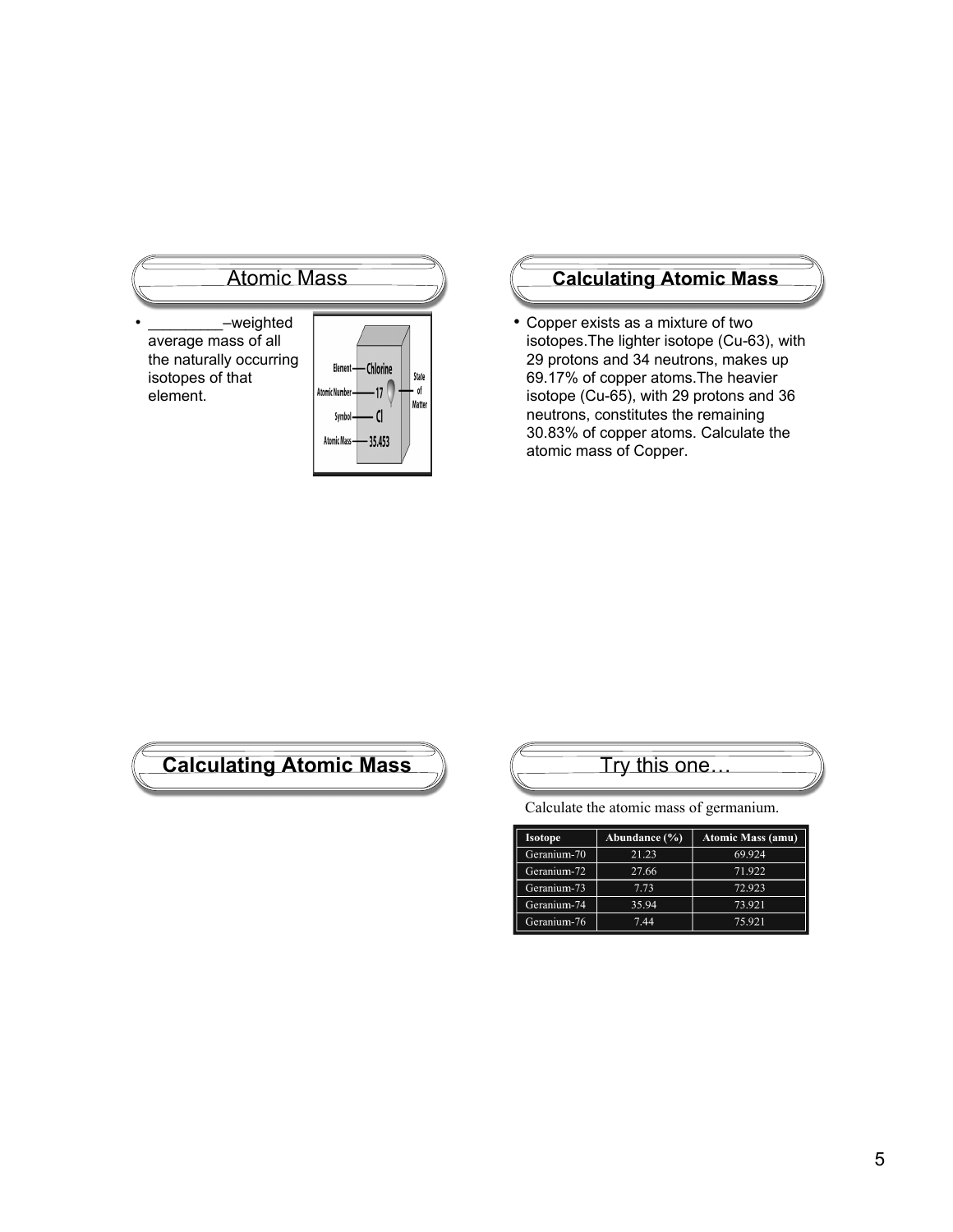## Atomic Mass

- _________–weighted average mass of all the naturally occurring isotopes of that element.

Element — Chlorine
Atomic Number — 17
Symbol — Cl
Atomic Mass — 35.453
State of Matter

## Calculating Atomic Mass

- Copper exists as a mixture of two isotopes.The lighter isotope (Cu-63), with 29 protons and 34 neutrons, makes up 69.17% of copper atoms.The heavier isotope (Cu-65), with 29 protons and 36 neutrons, constitutes the remaining 30.83% of copper atoms. Calculate the atomic mass of Copper.

## Calculating Atomic Mass

## Try this one…

Calculate the atomic mass of germanium.

| Isotope | Abundance (%) | Atomic Mass (amu) |
|---|---|---|
| Geranium-70 | 21.23 | 69.924 |
| Geranium-72 | 27.66 | 71.922 |
| Geranium-73 | 7.73 | 72.923 |
| Geranium-74 | 35.94 | 73.921 |
| Geranium-76 | 7.44 | 75.921 |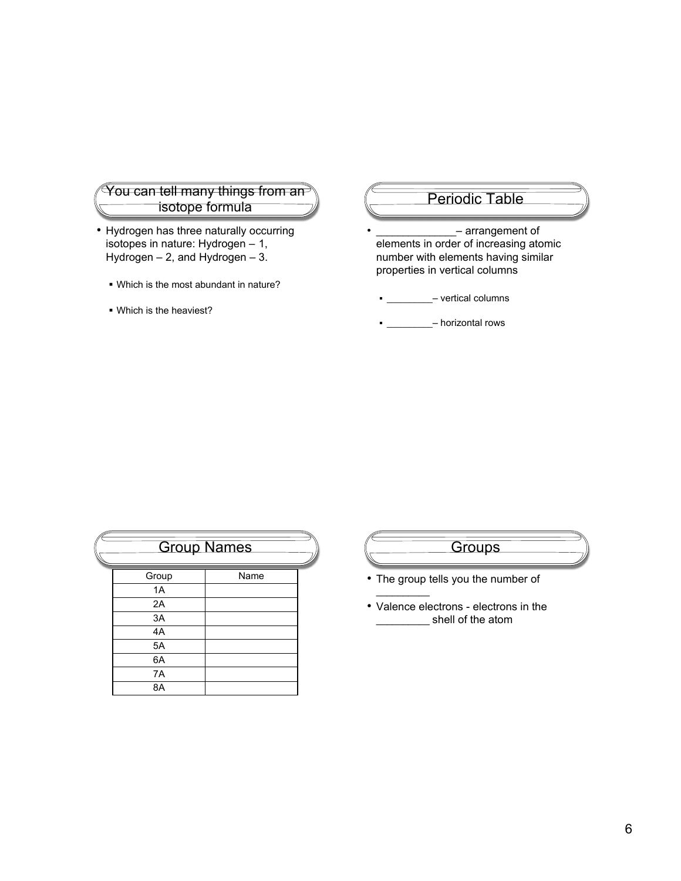## You can tell many things from an isotope formula

- Hydrogen has three naturally occurring isotopes in nature: Hydrogen – 1, Hydrogen – 2, and Hydrogen – 3.
  - Which is the most abundant in nature?
  - Which is the heaviest?

## Periodic Table

- _____________– arrangement of elements in order of increasing atomic number with elements having similar properties in vertical columns
  - _________– vertical columns
  - _________– horizontal rows

## Group Names

| Group | Name |
|---|---|
| 1A | |
| 2A | |
| 3A | |
| 4A | |
| 5A | |
| 6A | |
| 7A | |
| 8A | |

## Groups

- The group tells you the number of _________
- Valence electrons - electrons in the _________ shell of the atom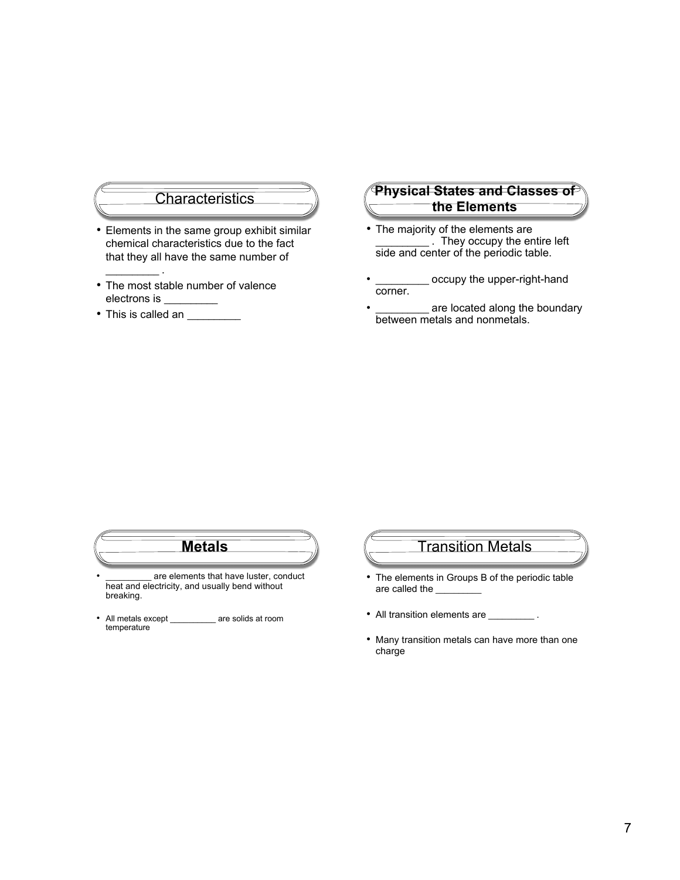## Characteristics

- Elements in the same group exhibit similar chemical characteristics due to the fact that they all have the same number of _________ .
- The most stable number of valence electrons is _________
- This is called an _________

## Physical States and Classes of the Elements

- The majority of the elements are _________ . They occupy the entire left side and center of the periodic table.
- _________ occupy the upper-right-hand corner.
- _________ are located along the boundary between metals and nonmetals.

## **Metals**

- _________ are elements that have luster, conduct heat and electricity, and usually bend without breaking.
- All metals except __________ are solids at room temperature

## Transition Metals

- The elements in Groups B of the periodic table are called the _________
- All transition elements are _________ .
- Many transition metals can have more than one charge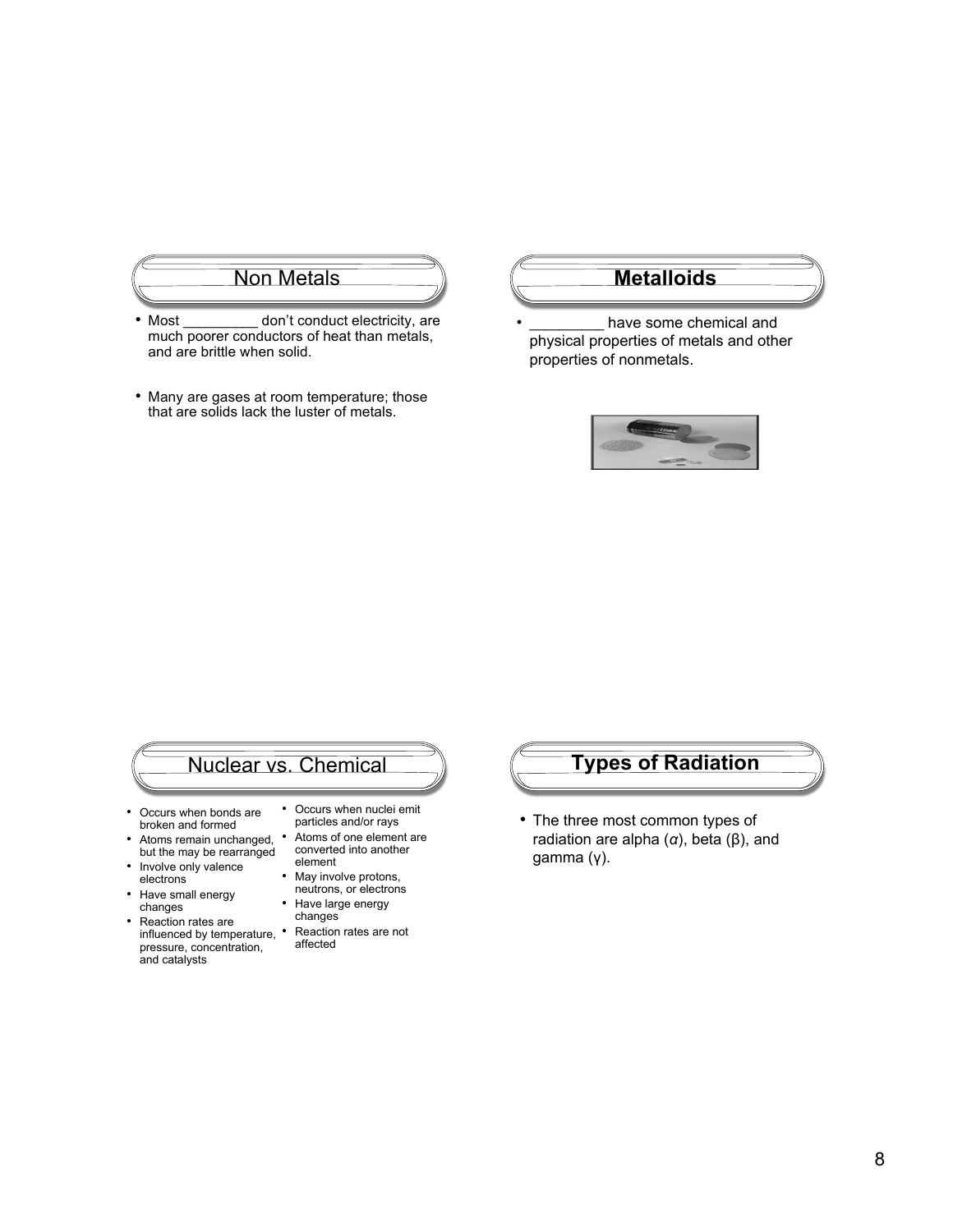## Non Metals

- Most _________ don't conduct electricity, are much poorer conductors of heat than metals, and are brittle when solid.
- Many are gases at room temperature; those that are solids lack the luster of metals.

## **Metalloids**

- _________ have some chemical and physical properties of metals and other properties of nonmetals.

## Nuclear vs. Chemical

- Occurs when bonds are broken and formed
- Atoms remain unchanged, but the may be rearranged
- Involve only valence electrons
- Have small energy changes
- Reaction rates are influenced by temperature, pressure, concentration, and catalysts

- Occurs when nuclei emit particles and/or rays
- Atoms of one element are converted into another element
- May involve protons, neutrons, or electrons
- Have large energy changes
- Reaction rates are not affected

## **Types of Radiation**

- The three most common types of radiation are alpha ($\alpha$), beta ($\beta$), and gamma ($\gamma$).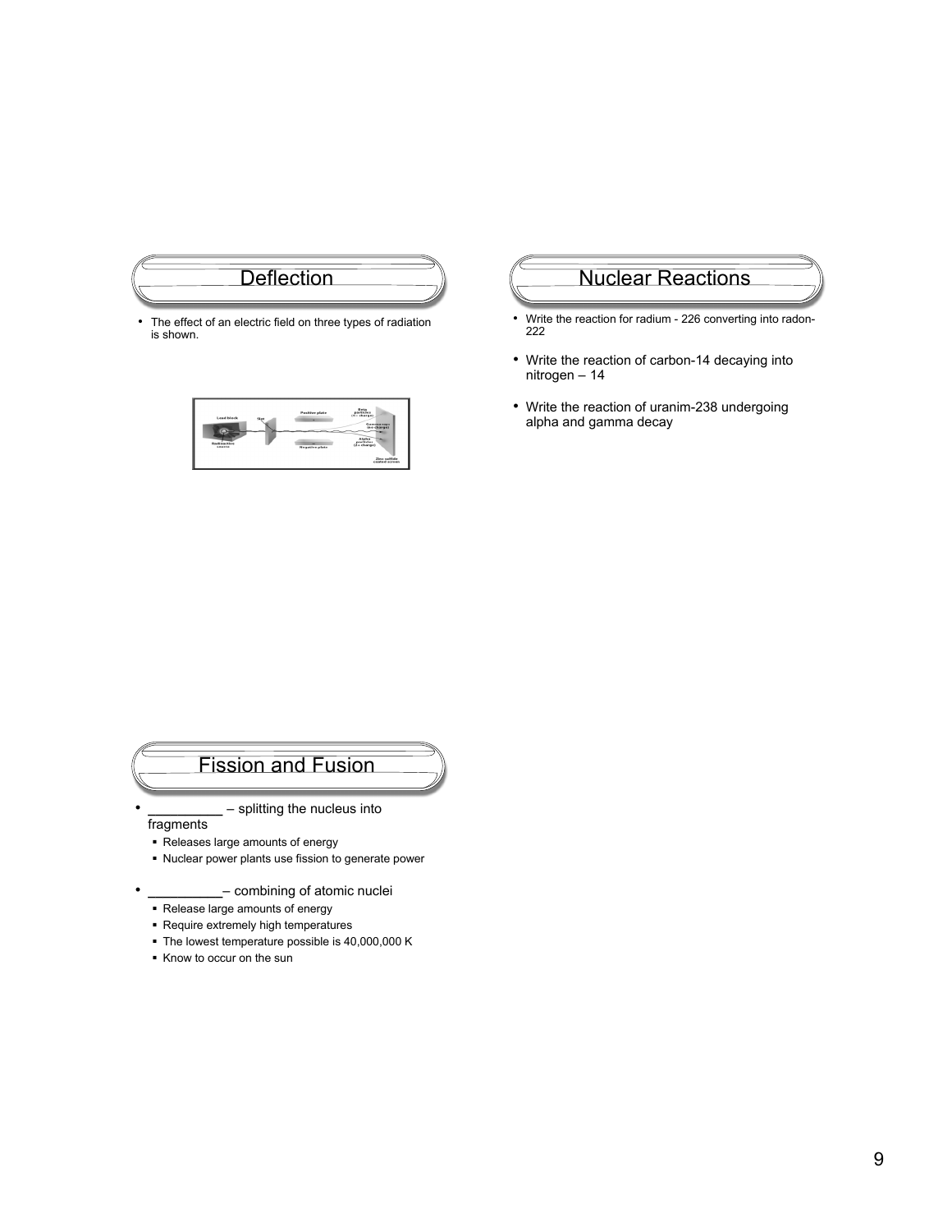## Deflection

- The effect of an electric field on three types of radiation is shown.

Lead block
Slit
Positive plate
Beta particles (1− charge)
Gamma rays (no charge)
Alpha particles (2+ charge)
Radioactive source
Negative plate
Zinc sulfide coated screen

## Nuclear Reactions

- Write the reaction for radium - 226 converting into radon-222
- Write the reaction of carbon-14 decaying into nitrogen – 14
- Write the reaction of uranim-238 undergoing alpha and gamma decay

## Fission and Fusion

- _________ – splitting the nucleus into fragments
  - Releases large amounts of energy
  - Nuclear power plants use fission to generate power
- _________– combining of atomic nuclei
  - Release large amounts of energy
  - Require extremely high temperatures
  - The lowest temperature possible is 40,000,000 K
  - Know to occur on the sun